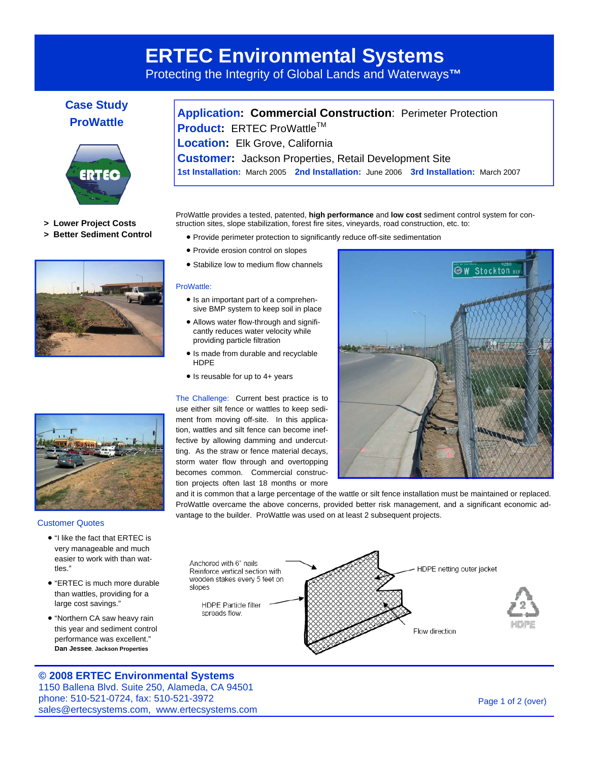# ERTEC Environmental Systems

Protecting the Integrity of Global Lands and Waterways™

## Case Study ProWattle

**Application: Commercial Construction**: Perimeter Protection
**Product:** ERTEC ProWattle™
**Location:** Elk Grove, California
**Customer:** Jackson Properties, Retail Development Site
**1st Installation:** March 2005 **2nd Installation:** June 2006 **3rd Installation:** March 2007

> **Lower Project Costs**
> **Better Sediment Control**

ProWattle provides a tested, patented, **high performance** and **low cost** sediment control system for construction sites, slope stabilization, forest fire sites, vineyards, road construction, etc. to:

- Provide perimeter protection to significantly reduce off-site sedimentation
- Provide erosion control on slopes
- Stabilize low to medium flow channels

ProWattle:

- Is an important part of a comprehensive BMP system to keep soil in place
- Allows water flow-through and significantly reduces water velocity while providing particle filtration
- Is made from durable and recyclable HDPE
- Is reusable for up to 4+ years

The Challenge: Current best practice is to use either silt fence or wattles to keep sediment from moving off-site. In this application, wattles and silt fence can become ineffective by allowing damming and undercutting. As the straw or fence material decays, storm water flow through and overtopping becomes common. Commercial construction projects often last 18 months or more and it is common that a large percentage of the wattle or silt fence installation must be maintained or replaced. ProWattle overcame the above concerns, provided better risk management, and a significant economic advantage to the builder. ProWattle was used on at least 2 subsequent projects.

Customer Quotes

- "I like the fact that ERTEC is very manageable and much easier to work with than wattles."
- "ERTEC is much more durable than wattles, providing for a large cost savings."
- "Northern CA saw heavy rain this year and sediment control performance was excellent."

**Dan Jessee**, **Jackson Properties**

Anchored with 6" nails
Reinforce vertical section with wooden stakes every 5 feet on slopes

HDPE Particle filter spreads flow.

HDPE netting outer jacket

Flow direction

HDPE

**© 2008 ERTEC Environmental Systems**
1150 Ballena Blvd. Suite 250, Alameda, CA 94501
phone: 510-521-0724, fax: 510-521-3972
sales@ertecsystems.com, www.ertecsystems.com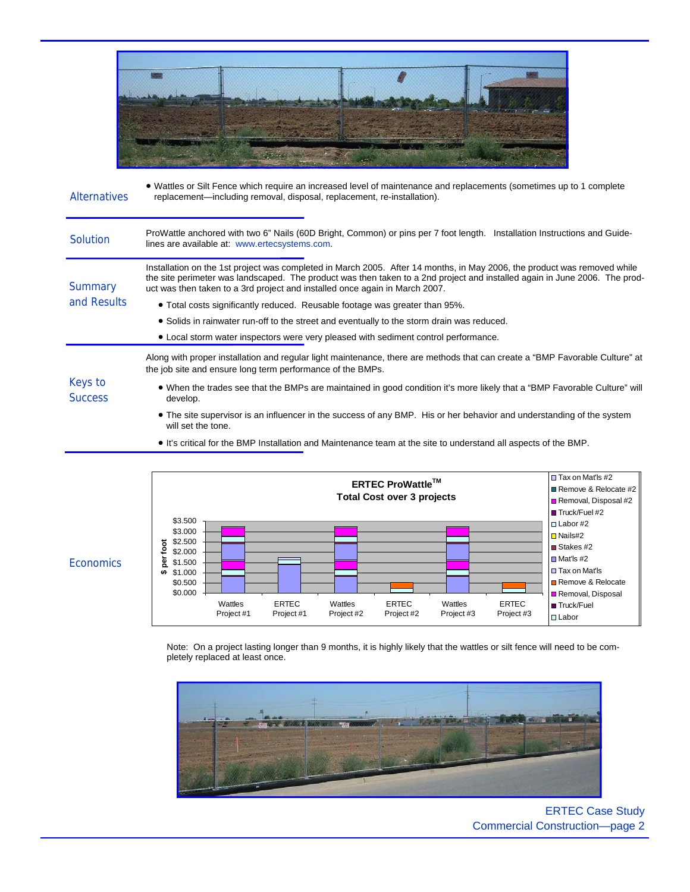## Alternatives

- Wattles or Silt Fence which require an increased level of maintenance and replacements (sometimes up to 1 complete replacement—including removal, disposal, replacement, re-installation).

## Solution

ProWattle anchored with two 6" Nails (60D Bright, Common) or pins per 7 foot length. Installation Instructions and Guidelines are available at: www.ertecsystems.com.

## Summary and Results

Installation on the 1st project was completed in March 2005. After 14 months, in May 2006, the product was removed while the site perimeter was landscaped. The product was then taken to a 2nd project and installed again in June 2006. The product was then taken to a 3rd project and installed once again in March 2007.

- Total costs significantly reduced. Reusable footage was greater than 95%.
- Solids in rainwater run-off to the street and eventually to the storm drain was reduced.
- Local storm water inspectors were very pleased with sediment control performance.

## Keys to Success

Along with proper installation and regular light maintenance, there are methods that can create a "BMP Favorable Culture" at the job site and ensure long term performance of the BMPs.

- When the trades see that the BMPs are maintained in good condition it's more likely that a "BMP Favorable Culture" will develop.
- The site supervisor is an influencer in the success of any BMP. His or her behavior and understanding of the system will set the tone.
- It's critical for the BMP Installation and Maintenance team at the site to understand all aspects of the BMP.

## Economics

ERTEC ProWattle™
Total Cost over 3 projects

$ per foot

$3.500
$3.000
$2.500
$2.000
$1.500
$1.000
$0.500
$0.000

Wattles Project #1
ERTEC Project #1
Wattles Project #2
ERTEC Project #2
Wattles Project #3
ERTEC Project #3

Tax on Mat'ls #2
Remove & Relocate #2
Removal, Disposal #2
Truck/Fuel #2
Labor #2
Nails#2
Stakes #2
Mat'ls #2
Tax on Mat'ls
Remove & Relocate
Removal, Disposal
Truck/Fuel
Labor

Note: On a project lasting longer than 9 months, it is highly likely that the wattles or silt fence will need to be completely replaced at least once.